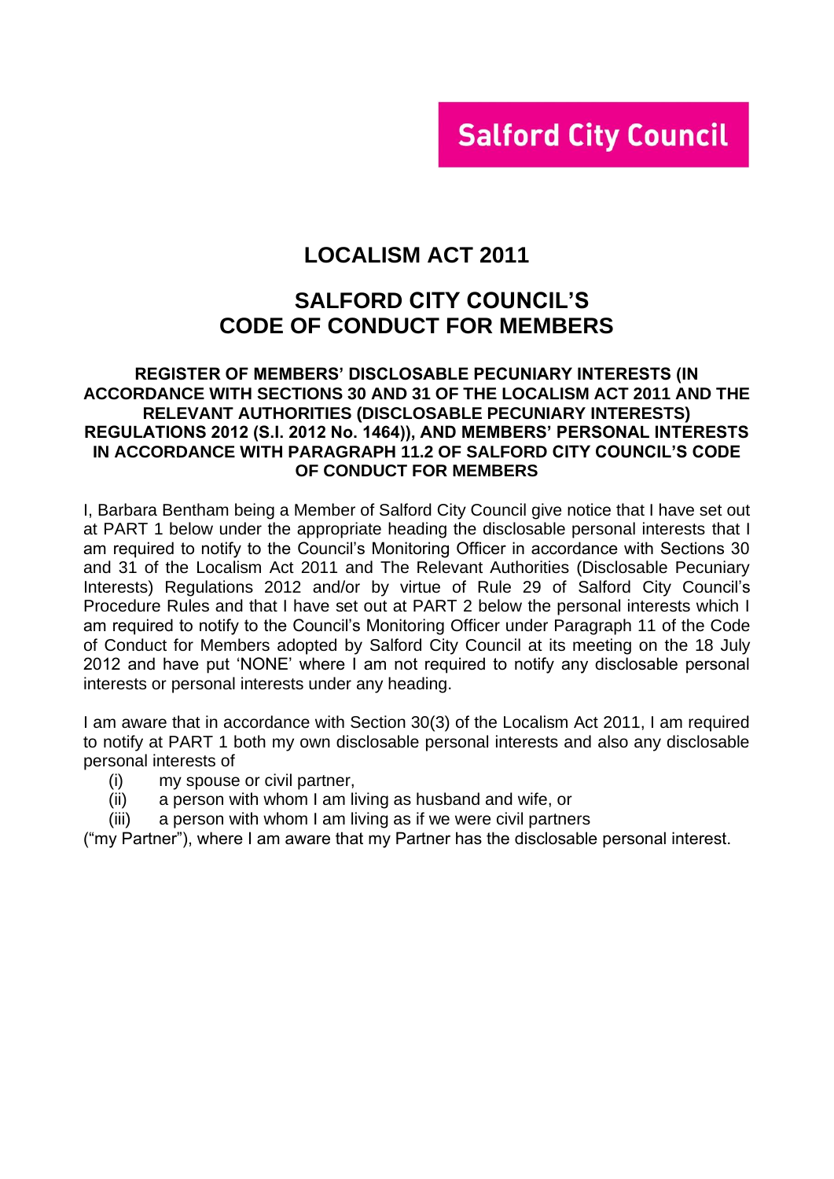Salford City Council

# LOCALISM ACT 2011

# SALFORD CITY COUNCIL'S CODE OF CONDUCT FOR MEMBERS

### REGISTER OF MEMBERS' DISCLOSABLE PECUNIARY INTERESTS (IN ACCORDANCE WITH SECTIONS 30 AND 31 OF THE LOCALISM ACT 2011 AND THE RELEVANT AUTHORITIES (DISCLOSABLE PECUNIARY INTERESTS) REGULATIONS 2012 (S.I. 2012 No. 1464)), AND MEMBERS' PERSONAL INTERESTS IN ACCORDANCE WITH PARAGRAPH 11.2 OF SALFORD CITY COUNCIL'S CODE OF CONDUCT FOR MEMBERS

I, Barbara Bentham being a Member of Salford City Council give notice that I have set out at PART 1 below under the appropriate heading the disclosable personal interests that I am required to notify to the Council's Monitoring Officer in accordance with Sections 30 and 31 of the Localism Act 2011 and The Relevant Authorities (Disclosable Pecuniary Interests) Regulations 2012 and/or by virtue of Rule 29 of Salford City Council's Procedure Rules and that I have set out at PART 2 below the personal interests which I am required to notify to the Council's Monitoring Officer under Paragraph 11 of the Code of Conduct for Members adopted by Salford City Council at its meeting on the 18 July 2012 and have put 'NONE' where I am not required to notify any disclosable personal interests or personal interests under any heading.

I am aware that in accordance with Section 30(3) of the Localism Act 2011, I am required to notify at PART 1 both my own disclosable personal interests and also any disclosable personal interests of

(i) my spouse or civil partner,
(ii) a person with whom I am living as husband and wife, or
(iii) a person with whom I am living as if we were civil partners

("my Partner"), where I am aware that my Partner has the disclosable personal interest.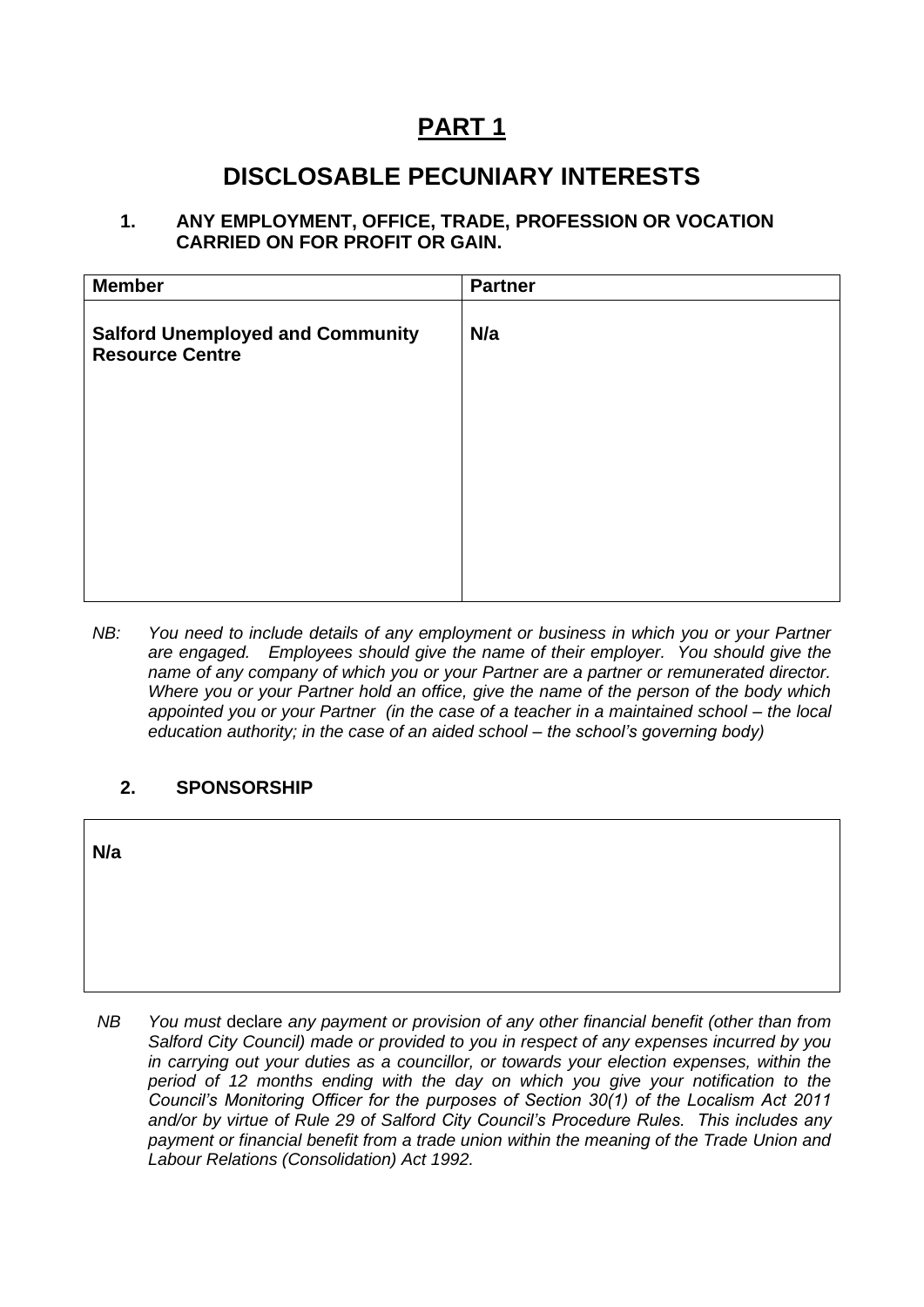# PART 1

## DISCLOSABLE PECUNIARY INTERESTS

### 1. ANY EMPLOYMENT, OFFICE, TRADE, PROFESSION OR VOCATION CARRIED ON FOR PROFIT OR GAIN.

| Member | Partner |
|---|---|
| **Salford Unemployed and Community Resource Centre** | **N/a** |

*NB: You need to include details of any employment or business in which you or your Partner are engaged. Employees should give the name of their employer. You should give the name of any company of which you or your Partner are a partner or remunerated director. Where you or your Partner hold an office, give the name of the person of the body which appointed you or your Partner (in the case of a teacher in a maintained school – the local education authority; in the case of an aided school – the school's governing body)*

### 2. SPONSORSHIP

| N/a |
|---|

*NB You must* declare *any payment or provision of any other financial benefit (other than from Salford City Council) made or provided to you in respect of any expenses incurred by you in carrying out your duties as a councillor, or towards your election expenses, within the period of 12 months ending with the day on which you give your notification to the Council's Monitoring Officer for the purposes of Section 30(1) of the Localism Act 2011 and/or by virtue of Rule 29 of Salford City Council's Procedure Rules. This includes any payment or financial benefit from a trade union within the meaning of the Trade Union and Labour Relations (Consolidation) Act 1992.*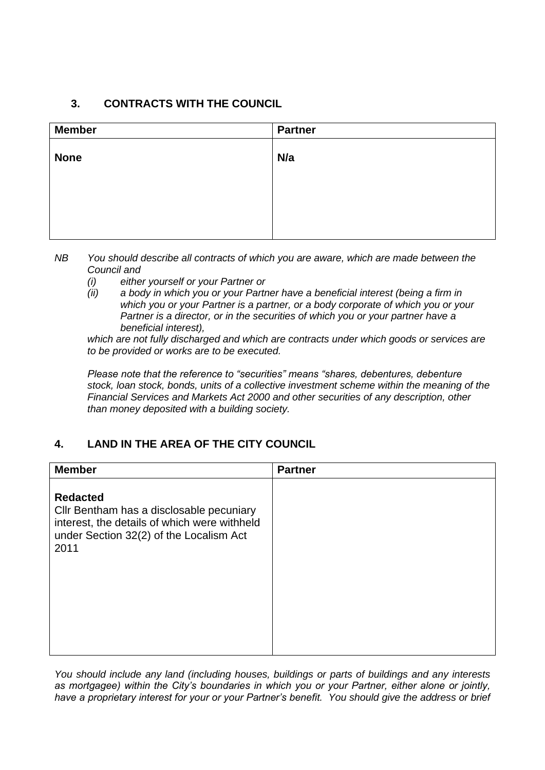## 3. CONTRACTS WITH THE COUNCIL

| Member | Partner |
|---|---|
| **None** | **N/a** |

*NB You should describe all contracts of which you are aware, which are made between the Council and*

*(i) either yourself or your Partner or*

*(ii) a body in which you or your Partner have a beneficial interest (being a firm in which you or your Partner is a partner, or a body corporate of which you or your Partner is a director, or in the securities of which you or your partner have a beneficial interest),*

*which are not fully discharged and which are contracts under which goods or services are to be provided or works are to be executed.*

*Please note that the reference to "securities" means "shares, debentures, debenture stock, loan stock, bonds, units of a collective investment scheme within the meaning of the Financial Services and Markets Act 2000 and other securities of any description, other than money deposited with a building society.*

## 4. LAND IN THE AREA OF THE CITY COUNCIL

| Member | Partner |
|---|---|
| **Redacted**<br>Cllr Bentham has a disclosable pecuniary interest, the details of which were withheld under Section 32(2) of the Localism Act 2011 | |

*You should include any land (including houses, buildings or parts of buildings and any interests as mortgagee) within the City's boundaries in which you or your Partner, either alone or jointly, have a proprietary interest for your or your Partner's benefit. You should give the address or brief*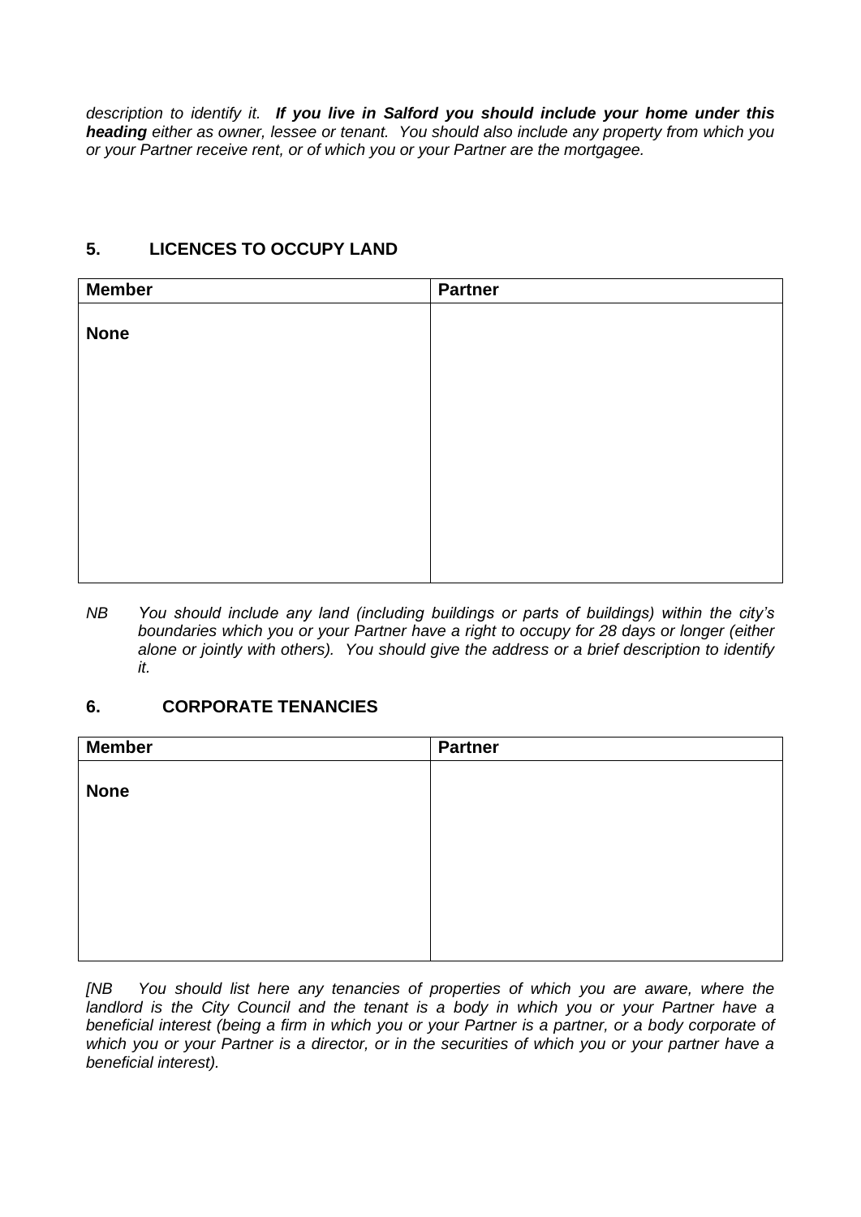*description to identify it.* ***If you live in Salford you should include your home under this heading*** *either as owner, lessee or tenant. You should also include any property from which you or your Partner receive rent, or of which you or your Partner are the mortgagee.*

## 5. LICENCES TO OCCUPY LAND

| Member | Partner |
|---|---|
| **None** | |

*NB You should include any land (including buildings or parts of buildings) within the city's boundaries which you or your Partner have a right to occupy for 28 days or longer (either alone or jointly with others). You should give the address or a brief description to identify it.*

## 6. CORPORATE TENANCIES

| Member | Partner |
|---|---|
| **None** | |

*[NB You should list here any tenancies of properties of which you are aware, where the landlord is the City Council and the tenant is a body in which you or your Partner have a beneficial interest (being a firm in which you or your Partner is a partner, or a body corporate of which you or your Partner is a director, or in the securities of which you or your partner have a beneficial interest).*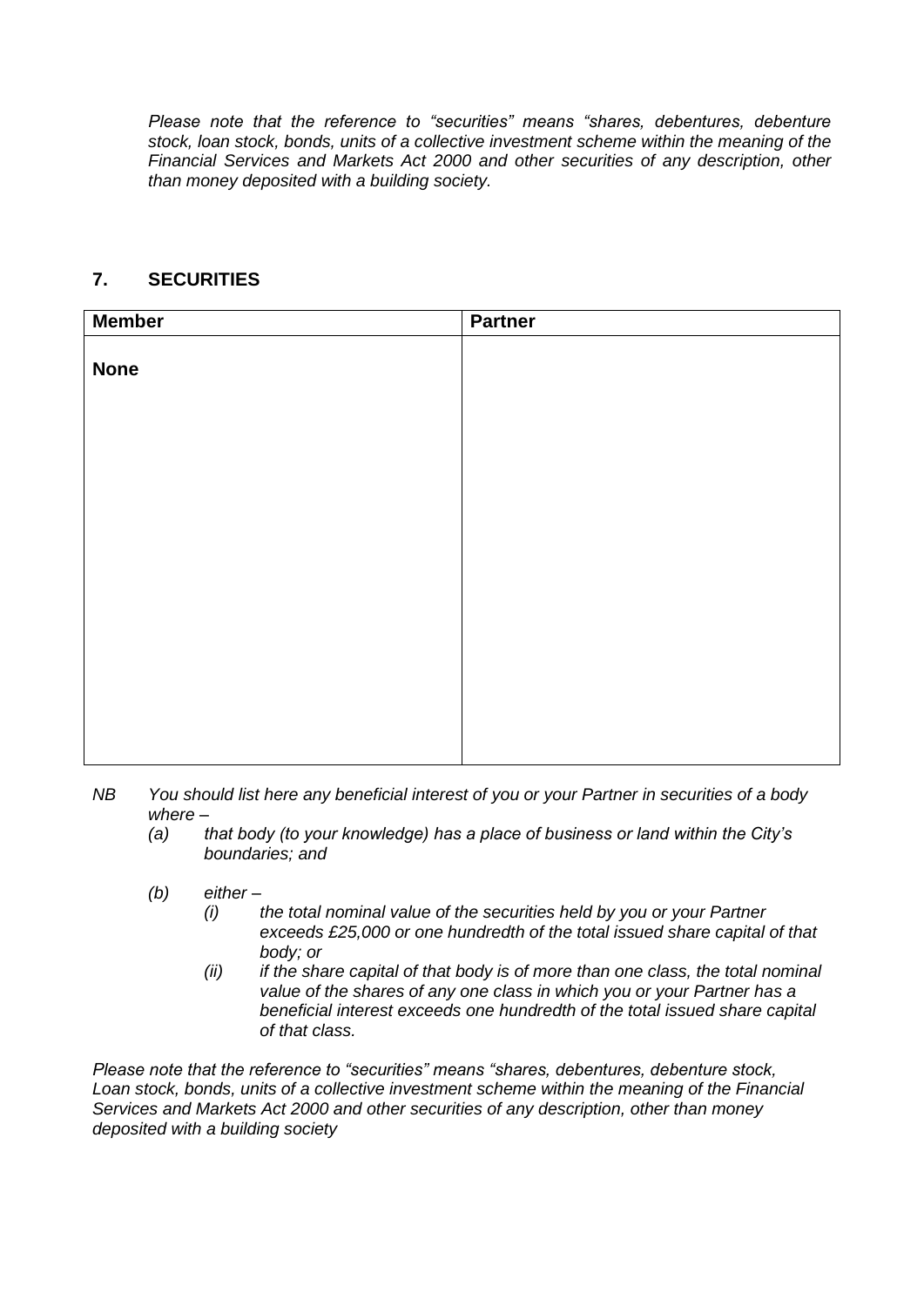*Please note that the reference to "securities" means "shares, debentures, debenture stock, loan stock, bonds, units of a collective investment scheme within the meaning of the Financial Services and Markets Act 2000 and other securities of any description, other than money deposited with a building society.*

## 7. SECURITIES

| Member | Partner |
|---|---|
| **None** | |

*NB You should list here any beneficial interest of you or your Partner in securities of a body where –*

*(a) that body (to your knowledge) has a place of business or land within the City's boundaries; and*

*(b) either –*

*(i) the total nominal value of the securities held by you or your Partner exceeds £25,000 or one hundredth of the total issued share capital of that body; or*

*(ii) if the share capital of that body is of more than one class, the total nominal value of the shares of any one class in which you or your Partner has a beneficial interest exceeds one hundredth of the total issued share capital of that class.*

*Please note that the reference to "securities" means "shares, debentures, debenture stock, Loan stock, bonds, units of a collective investment scheme within the meaning of the Financial Services and Markets Act 2000 and other securities of any description, other than money deposited with a building society*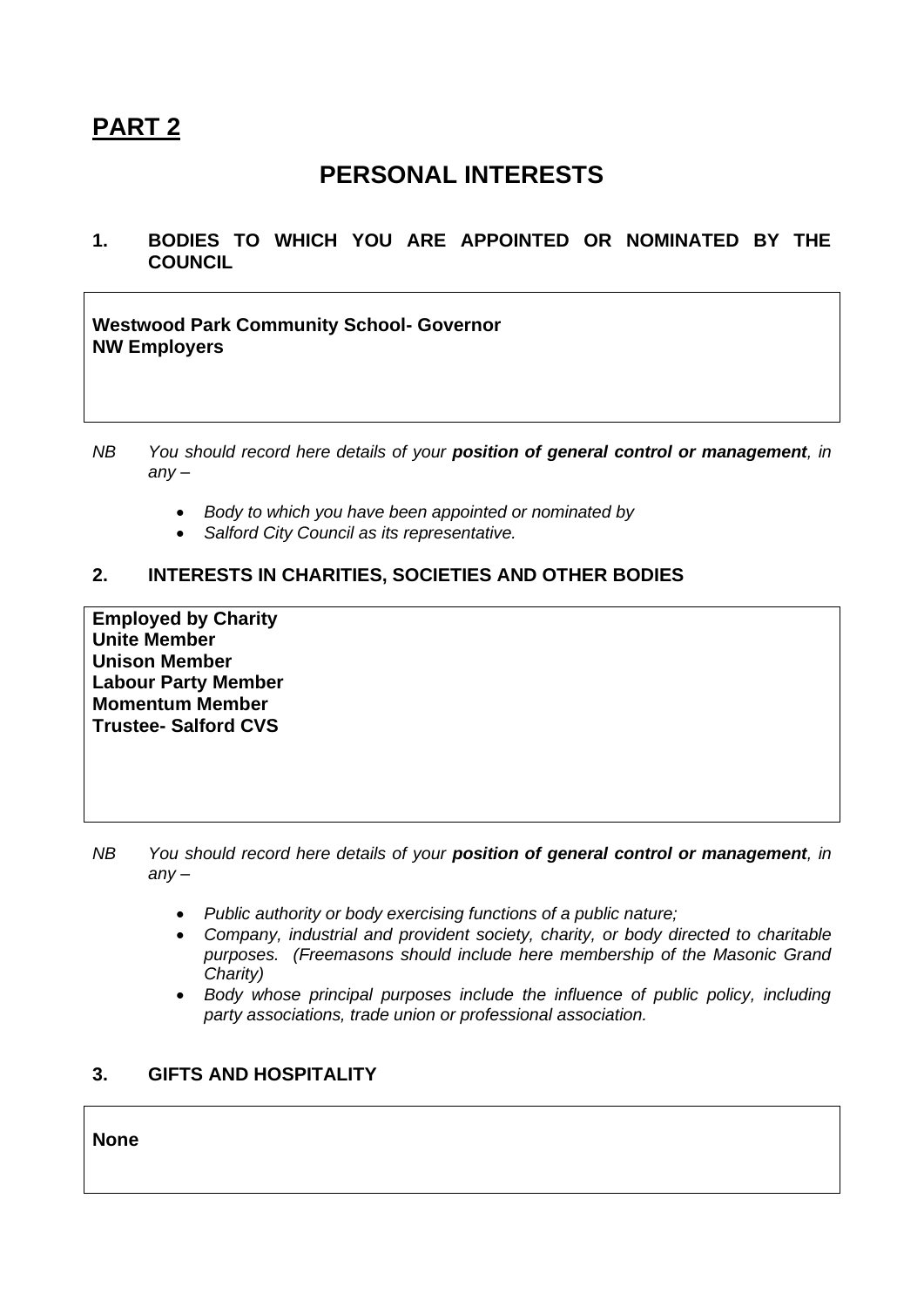# PART 2

## PERSONAL INTERESTS

### 1. BODIES TO WHICH YOU ARE APPOINTED OR NOMINATED BY THE COUNCIL

**Westwood Park Community School- Governor**
**NW Employers**

*NB You should record here details of your* ***position of general control or management****, in any –*

- *Body to which you have been appointed or nominated by*
- *Salford City Council as its representative.*

### 2. INTERESTS IN CHARITIES, SOCIETIES AND OTHER BODIES

**Employed by Charity**
**Unite Member**
**Unison Member**
**Labour Party Member**
**Momentum Member**
**Trustee- Salford CVS**

*NB You should record here details of your* ***position of general control or management****, in any –*

- *Public authority or body exercising functions of a public nature;*
- *Company, industrial and provident society, charity, or body directed to charitable purposes. (Freemasons should include here membership of the Masonic Grand Charity)*
- *Body whose principal purposes include the influence of public policy, including party associations, trade union or professional association.*

### 3. GIFTS AND HOSPITALITY

**None**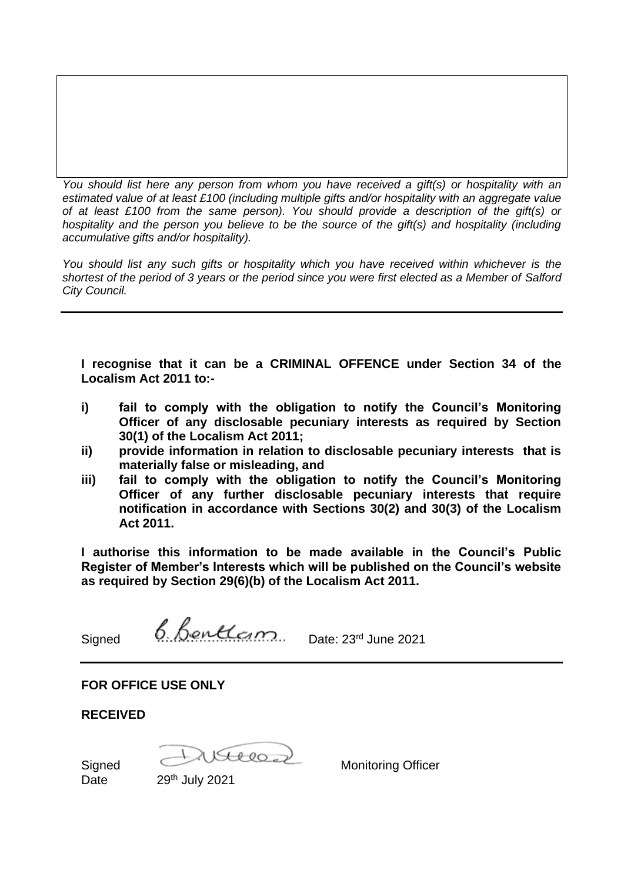*You should list here any person from whom you have received a gift(s) or hospitality with an estimated value of at least £100 (including multiple gifts and/or hospitality with an aggregate value of at least £100 from the same person). You should provide a description of the gift(s) or hospitality and the person you believe to be the source of the gift(s) and hospitality (including accumulative gifts and/or hospitality).*

*You should list any such gifts or hospitality which you have received within whichever is the shortest of the period of 3 years or the period since you were first elected as a Member of Salford City Council.*

---

**I recognise that it can be a CRIMINAL OFFENCE under Section 34 of the Localism Act 2011 to:-**

- **i) fail to comply with the obligation to notify the Council's Monitoring Officer of any disclosable pecuniary interests as required by Section 30(1) of the Localism Act 2011;**
- **ii) provide information in relation to disclosable pecuniary interests that is materially false or misleading, and**
- **iii) fail to comply with the obligation to notify the Council's Monitoring Officer of any further disclosable pecuniary interests that require notification in accordance with Sections 30(2) and 30(3) of the Localism Act 2011.**

**I authorise this information to be made available in the Council's Public Register of Member's Interests which will be published on the Council's website as required by Section 29(6)(b) of the Localism Act 2011.**

Signed B. Bentham Date: 23rd June 2021

---

**FOR OFFICE USE ONLY**

**RECEIVED**

Signed [signature] Monitoring Officer

Date 29th July 2021